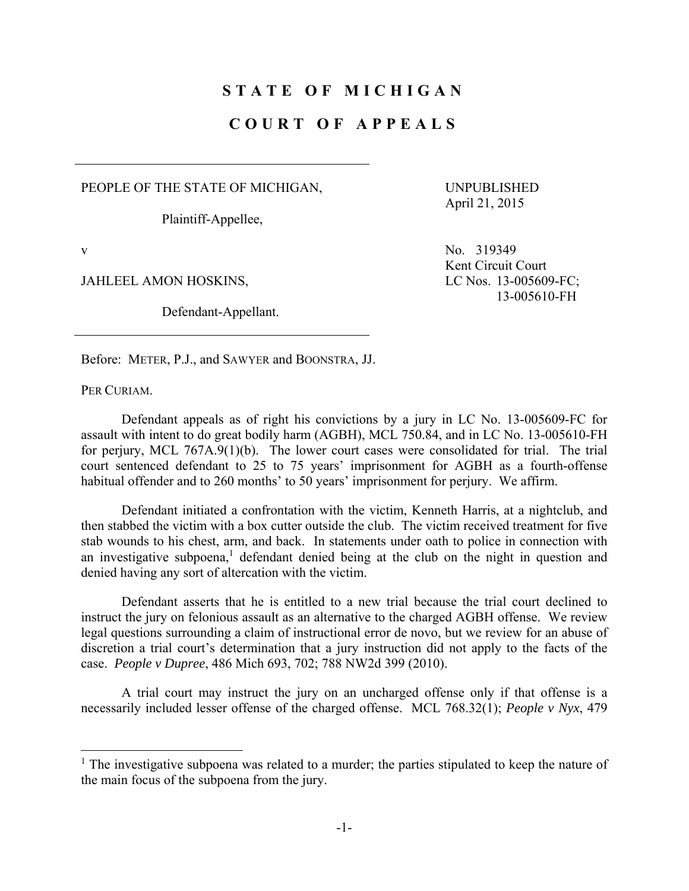# STATE OF MICHIGAN

# COURT OF APPEALS

PEOPLE OF THE STATE OF MICHIGAN,

Plaintiff-Appellee,

v

JAHLEEL AMON HOSKINS,

Defendant-Appellant.

UNPUBLISHED
April 21, 2015

No. 319349
Kent Circuit Court
LC Nos. 13-005609-FC;
13-005610-FH

Before: METER, P.J., and SAWYER and BOONSTRA, JJ.

PER CURIAM.

Defendant appeals as of right his convictions by a jury in LC No. 13-005609-FC for assault with intent to do great bodily harm (AGBH), MCL 750.84, and in LC No. 13-005610-FH for perjury, MCL 767A.9(1)(b). The lower court cases were consolidated for trial. The trial court sentenced defendant to 25 to 75 years' imprisonment for AGBH as a fourth-offense habitual offender and to 260 months' to 50 years' imprisonment for perjury. We affirm.

Defendant initiated a confrontation with the victim, Kenneth Harris, at a nightclub, and then stabbed the victim with a box cutter outside the club. The victim received treatment for five stab wounds to his chest, arm, and back. In statements under oath to police in connection with an investigative subpoena,[1] defendant denied being at the club on the night in question and denied having any sort of altercation with the victim.

Defendant asserts that he is entitled to a new trial because the trial court declined to instruct the jury on felonious assault as an alternative to the charged AGBH offense. We review legal questions surrounding a claim of instructional error de novo, but we review for an abuse of discretion a trial court's determination that a jury instruction did not apply to the facts of the case. *People v Dupree*, 486 Mich 693, 702; 788 NW2d 399 (2010).

A trial court may instruct the jury on an uncharged offense only if that offense is a necessarily included lesser offense of the charged offense. MCL 768.32(1); *People v Nyx*, 479

[1] The investigative subpoena was related to a murder; the parties stipulated to keep the nature of the main focus of the subpoena from the jury.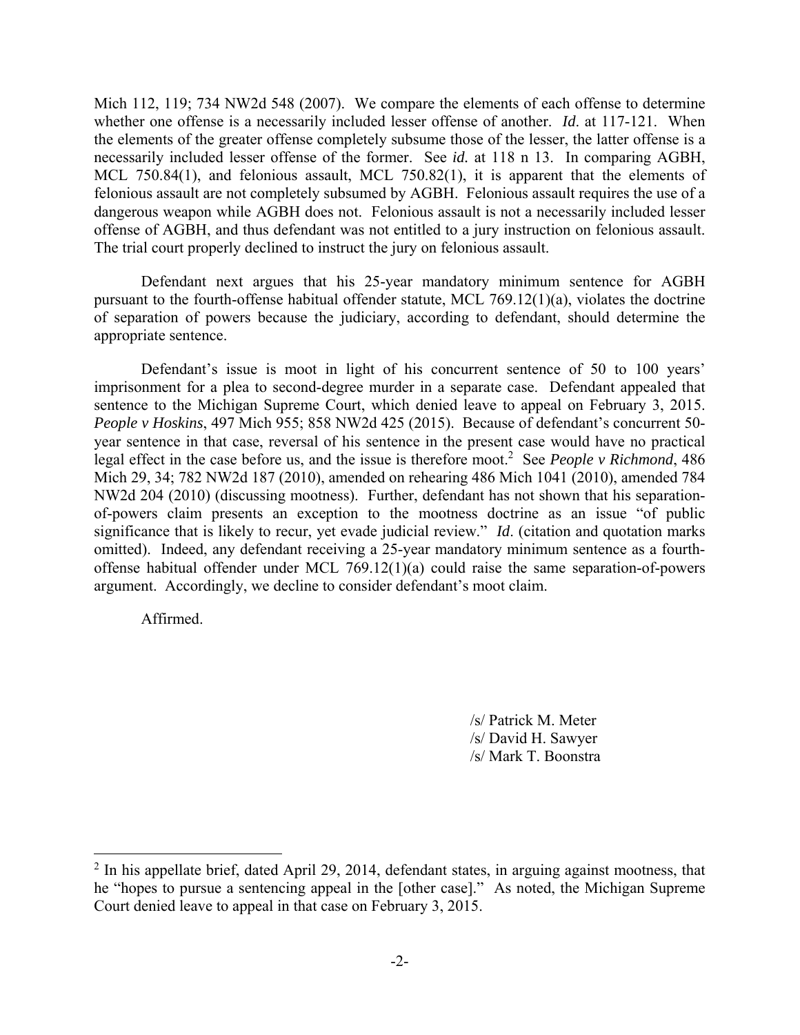Mich 112, 119; 734 NW2d 548 (2007). We compare the elements of each offense to determine whether one offense is a necessarily included lesser offense of another. *Id*. at 117-121. When the elements of the greater offense completely subsume those of the lesser, the latter offense is a necessarily included lesser offense of the former. See *id.* at 118 n 13. In comparing AGBH, MCL 750.84(1), and felonious assault, MCL 750.82(1), it is apparent that the elements of felonious assault are not completely subsumed by AGBH. Felonious assault requires the use of a dangerous weapon while AGBH does not. Felonious assault is not a necessarily included lesser offense of AGBH, and thus defendant was not entitled to a jury instruction on felonious assault. The trial court properly declined to instruct the jury on felonious assault.

Defendant next argues that his 25-year mandatory minimum sentence for AGBH pursuant to the fourth-offense habitual offender statute, MCL 769.12(1)(a), violates the doctrine of separation of powers because the judiciary, according to defendant, should determine the appropriate sentence.

Defendant's issue is moot in light of his concurrent sentence of 50 to 100 years' imprisonment for a plea to second-degree murder in a separate case. Defendant appealed that sentence to the Michigan Supreme Court, which denied leave to appeal on February 3, 2015. *People v Hoskins*, 497 Mich 955; 858 NW2d 425 (2015). Because of defendant's concurrent 50-year sentence in that case, reversal of his sentence in the present case would have no practical legal effect in the case before us, and the issue is therefore moot.[2] See *People v Richmond*, 486 Mich 29, 34; 782 NW2d 187 (2010), amended on rehearing 486 Mich 1041 (2010), amended 784 NW2d 204 (2010) (discussing mootness). Further, defendant has not shown that his separation-of-powers claim presents an exception to the mootness doctrine as an issue "of public significance that is likely to recur, yet evade judicial review." *Id*. (citation and quotation marks omitted). Indeed, any defendant receiving a 25-year mandatory minimum sentence as a fourth-offense habitual offender under MCL 769.12(1)(a) could raise the same separation-of-powers argument. Accordingly, we decline to consider defendant's moot claim.

Affirmed.

/s/ Patrick M. Meter
/s/ David H. Sawyer
/s/ Mark T. Boonstra

[2] In his appellate brief, dated April 29, 2014, defendant states, in arguing against mootness, that he "hopes to pursue a sentencing appeal in the [other case]." As noted, the Michigan Supreme Court denied leave to appeal in that case on February 3, 2015.